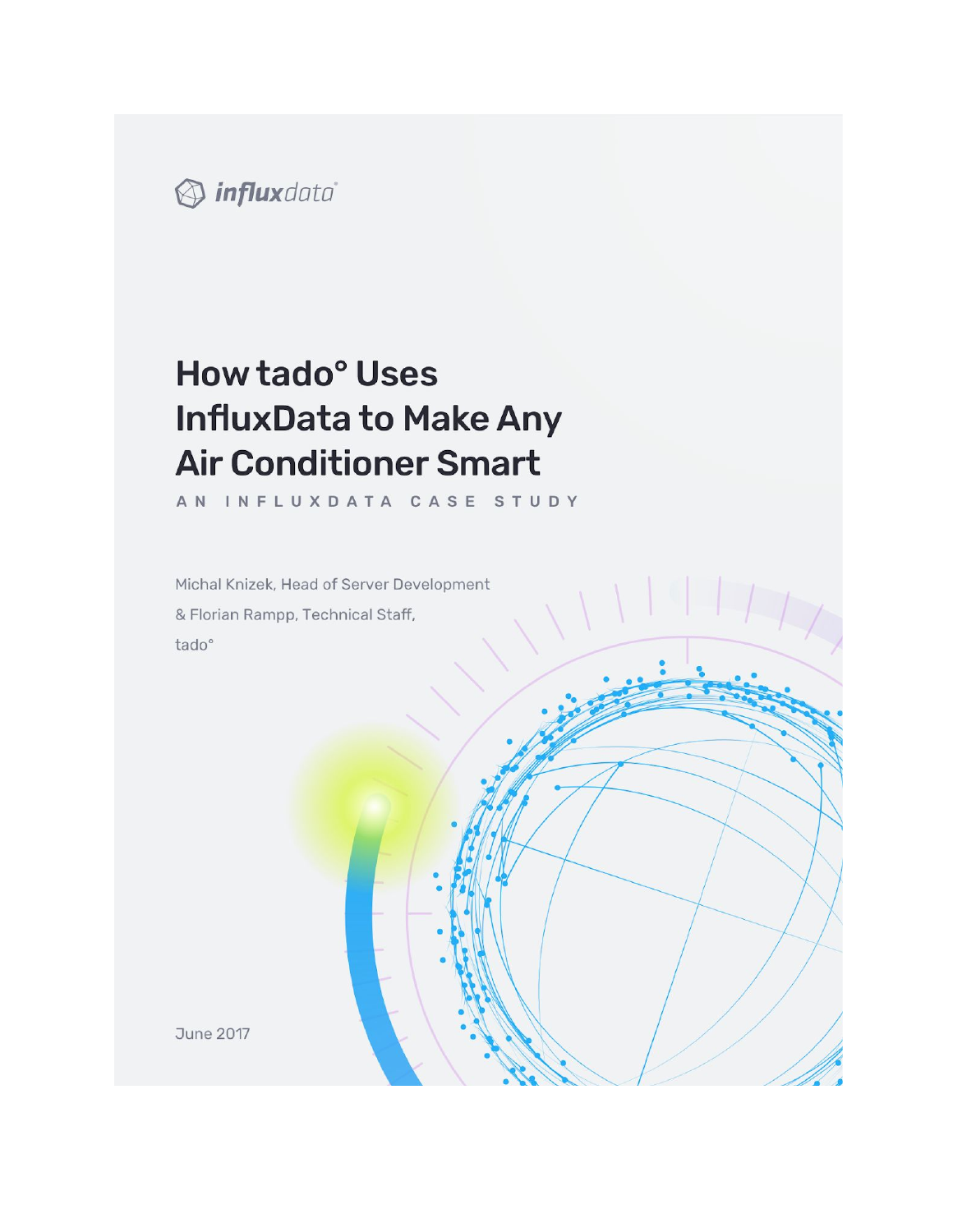influxdata

# How tado° Uses InfluxData to Make Any Air Conditioner Smart

AN INFLUXDATA CASE STUDY

Michal Knizek, Head of Server Development
& Florian Rampp, Technical Staff,
tado°

June 2017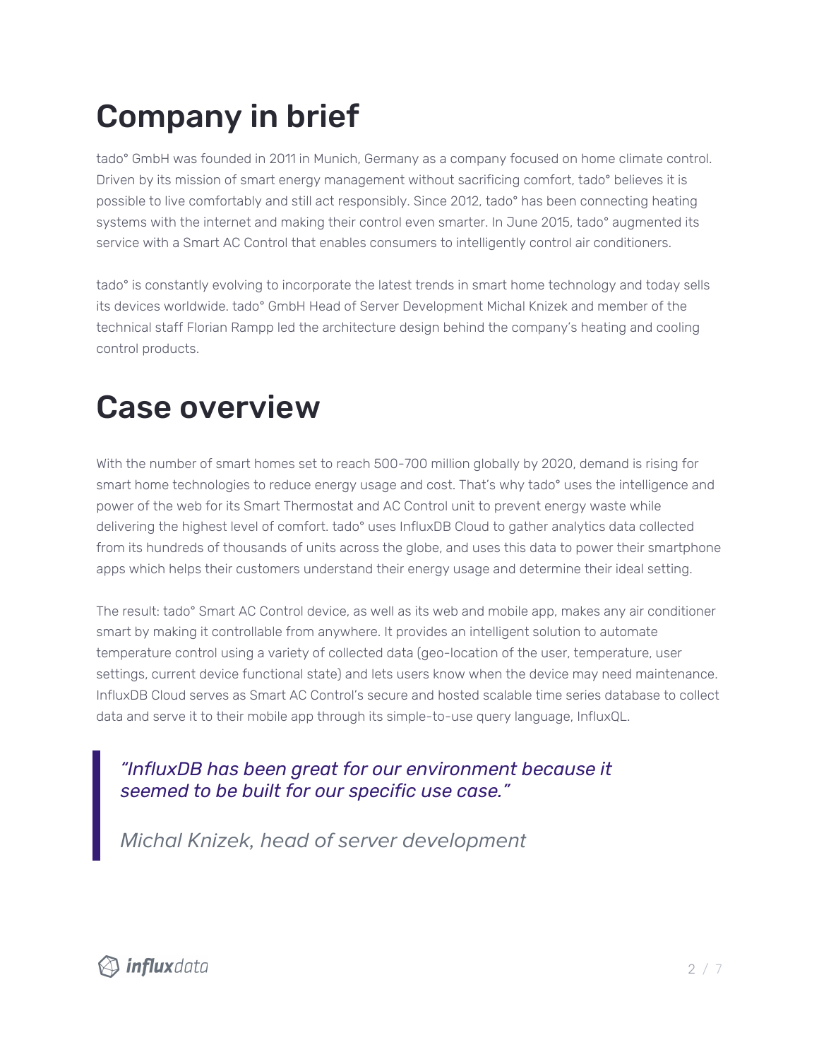# Company in brief

tado° GmbH was founded in 2011 in Munich, Germany as a company focused on home climate control. Driven by its mission of smart energy management without sacrificing comfort, tado° believes it is possible to live comfortably and still act responsibly. Since 2012, tado° has been connecting heating systems with the internet and making their control even smarter. In June 2015, tado° augmented its service with a Smart AC Control that enables consumers to intelligently control air conditioners.

tado° is constantly evolving to incorporate the latest trends in smart home technology and today sells its devices worldwide. tado° GmbH Head of Server Development Michal Knizek and member of the technical staff Florian Rampp led the architecture design behind the company's heating and cooling control products.

# Case overview

With the number of smart homes set to reach 500-700 million globally by 2020, demand is rising for smart home technologies to reduce energy usage and cost. That's why tado° uses the intelligence and power of the web for its Smart Thermostat and AC Control unit to prevent energy waste while delivering the highest level of comfort. tado° uses InfluxDB Cloud to gather analytics data collected from its hundreds of thousands of units across the globe, and uses this data to power their smartphone apps which helps their customers understand their energy usage and determine their ideal setting.

The result: tado° Smart AC Control device, as well as its web and mobile app, makes any air conditioner smart by making it controllable from anywhere. It provides an intelligent solution to automate temperature control using a variety of collected data (geo-location of the user, temperature, user settings, current device functional state) and lets users know when the device may need maintenance. InfluxDB Cloud serves as Smart AC Control's secure and hosted scalable time series database to collect data and serve it to their mobile app through its simple-to-use query language, InfluxQL.

> *"InfluxDB has been great for our environment because it seemed to be built for our specific use case."*
>
> *Michal Knizek, head of server development*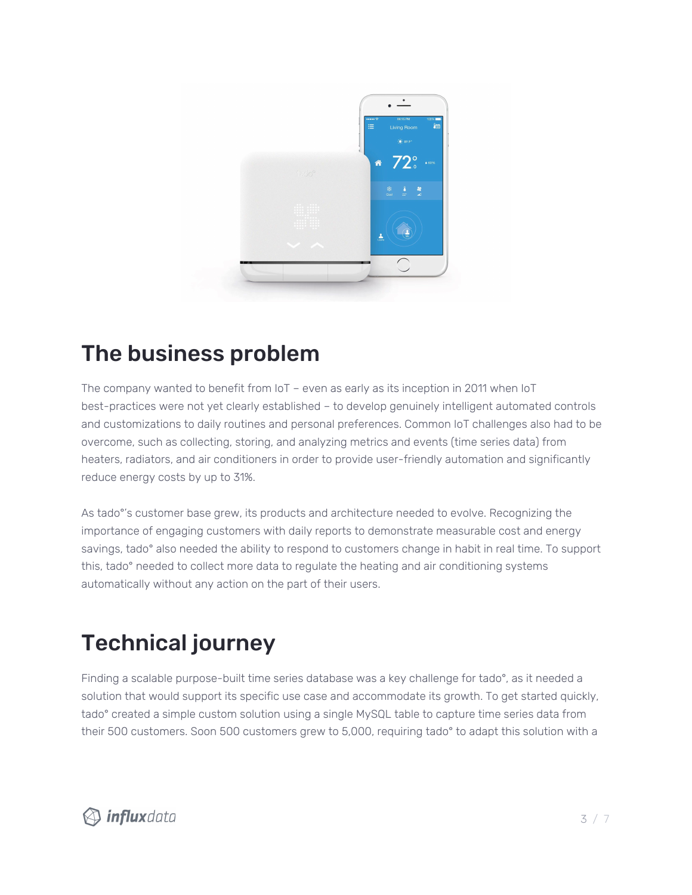## The business problem

The company wanted to benefit from IoT – even as early as its inception in 2011 when IoT best-practices were not yet clearly established – to develop genuinely intelligent automated controls and customizations to daily routines and personal preferences. Common IoT challenges also had to be overcome, such as collecting, storing, and analyzing metrics and events (time series data) from heaters, radiators, and air conditioners in order to provide user-friendly automation and significantly reduce energy costs by up to 31%.

As tado°'s customer base grew, its products and architecture needed to evolve. Recognizing the importance of engaging customers with daily reports to demonstrate measurable cost and energy savings, tado° also needed the ability to respond to customers change in habit in real time. To support this, tado° needed to collect more data to regulate the heating and air conditioning systems automatically without any action on the part of their users.

## Technical journey

Finding a scalable purpose-built time series database was a key challenge for tado°, as it needed a solution that would support its specific use case and accommodate its growth. To get started quickly, tado° created a simple custom solution using a single MySQL table to capture time series data from their 500 customers. Soon 500 customers grew to 5,000, requiring tado° to adapt this solution with a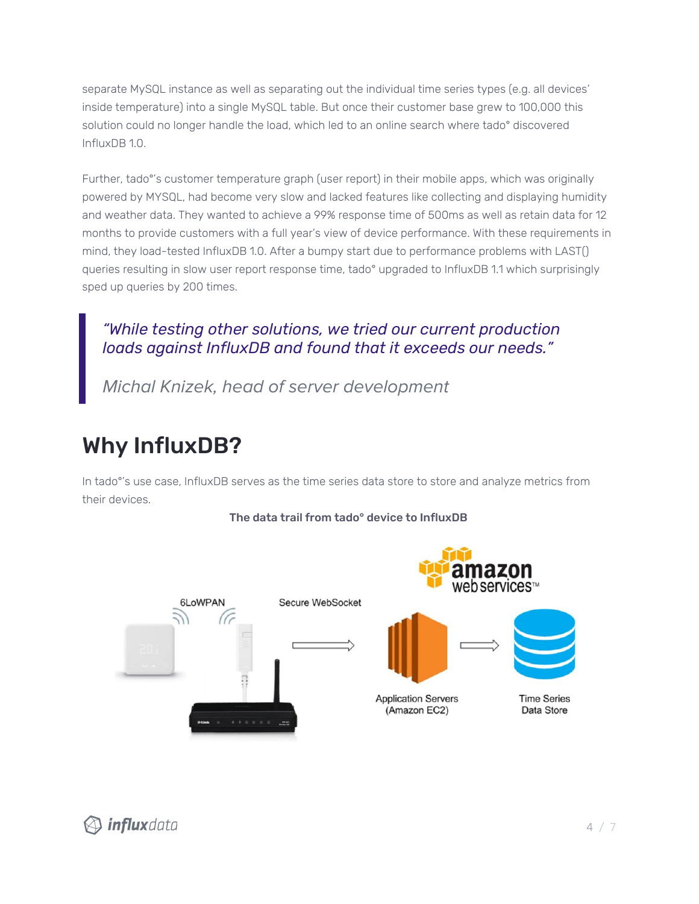separate MySQL instance as well as separating out the individual time series types (e.g. all devices' inside temperature) into a single MySQL table. But once their customer base grew to 100,000 this solution could no longer handle the load, which led to an online search where tado° discovered InfluxDB 1.0.

Further, tado°'s customer temperature graph (user report) in their mobile apps, which was originally powered by MYSQL, had become very slow and lacked features like collecting and displaying humidity and weather data. They wanted to achieve a 99% response time of 500ms as well as retain data for 12 months to provide customers with a full year's view of device performance. With these requirements in mind, they load-tested InfluxDB 1.0. After a bumpy start due to performance problems with LAST() queries resulting in slow user report response time, tado° upgraded to InfluxDB 1.1 which surprisingly sped up queries by 200 times.

> *"While testing other solutions, we tried our current production loads against InfluxDB and found that it exceeds our needs."*
>
> *Michal Knizek, head of server development*

## Why InfluxDB?

In tado°'s use case, InfluxDB serves as the time series data store to store and analyze metrics from their devices.

**The data trail from tado° device to InfluxDB**

6LoWPAN — Secure WebSocket — amazon web services™ — Application Servers (Amazon EC2) — Time Series Data Store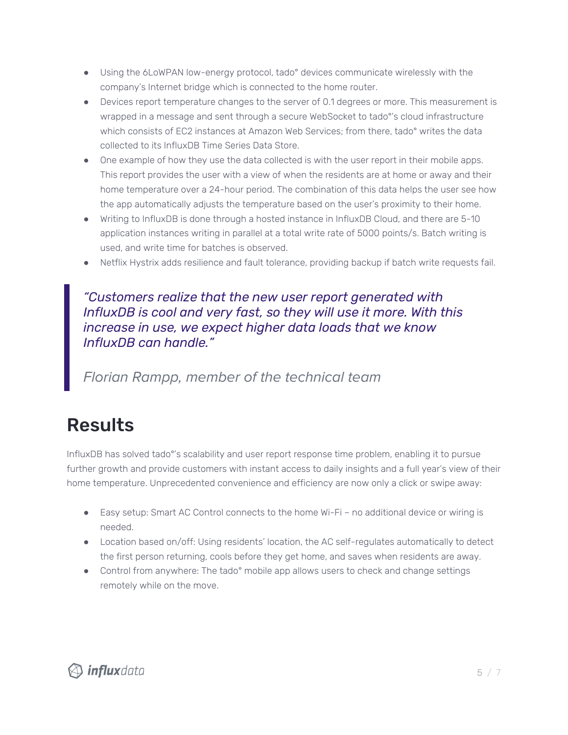- Using the 6LoWPAN low-energy protocol, tado° devices communicate wirelessly with the company's Internet bridge which is connected to the home router.
- Devices report temperature changes to the server of 0.1 degrees or more. This measurement is wrapped in a message and sent through a secure WebSocket to tado°'s cloud infrastructure which consists of EC2 instances at Amazon Web Services; from there, tado° writes the data collected to its InfluxDB Time Series Data Store.
- One example of how they use the data collected is with the user report in their mobile apps. This report provides the user with a view of when the residents are at home or away and their home temperature over a 24-hour period. The combination of this data helps the user see how the app automatically adjusts the temperature based on the user's proximity to their home.
- Writing to InfluxDB is done through a hosted instance in InfluxDB Cloud, and there are 5-10 application instances writing in parallel at a total write rate of 5000 points/s. Batch writing is used, and write time for batches is observed.
- Netflix Hystrix adds resilience and fault tolerance, providing backup if batch write requests fail.

> *"Customers realize that the new user report generated with InfluxDB is cool and very fast, so they will use it more. With this increase in use, we expect higher data loads that we know InfluxDB can handle."*
>
> *Florian Rampp, member of the technical team*

# Results

InfluxDB has solved tado°'s scalability and user report response time problem, enabling it to pursue further growth and provide customers with instant access to daily insights and a full year's view of their home temperature. Unprecedented convenience and efficiency are now only a click or swipe away:

- Easy setup: Smart AC Control connects to the home Wi-Fi – no additional device or wiring is needed.
- Location based on/off: Using residents' location, the AC self-regulates automatically to detect the first person returning, cools before they get home, and saves when residents are away.
- Control from anywhere: The tado° mobile app allows users to check and change settings remotely while on the move.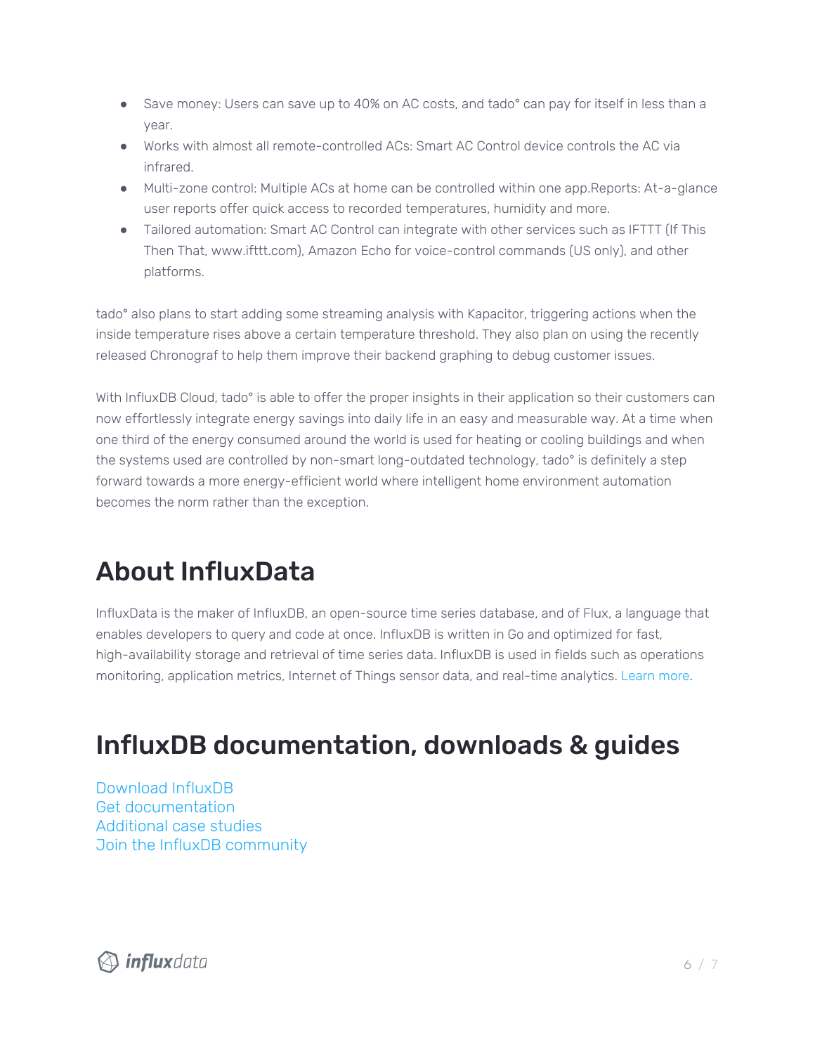- Save money: Users can save up to 40% on AC costs, and tado° can pay for itself in less than a year.
- Works with almost all remote-controlled ACs: Smart AC Control device controls the AC via infrared.
- Multi-zone control: Multiple ACs at home can be controlled within one app.Reports: At-a-glance user reports offer quick access to recorded temperatures, humidity and more.
- Tailored automation: Smart AC Control can integrate with other services such as IFTTT (If This Then That, www.ifttt.com), Amazon Echo for voice-control commands (US only), and other platforms.

tado° also plans to start adding some streaming analysis with Kapacitor, triggering actions when the inside temperature rises above a certain temperature threshold. They also plan on using the recently released Chronograf to help them improve their backend graphing to debug customer issues.

With InfluxDB Cloud, tado° is able to offer the proper insights in their application so their customers can now effortlessly integrate energy savings into daily life in an easy and measurable way. At a time when one third of the energy consumed around the world is used for heating or cooling buildings and when the systems used are controlled by non-smart long-outdated technology, tado° is definitely a step forward towards a more energy-efficient world where intelligent home environment automation becomes the norm rather than the exception.

## About InfluxData

InfluxData is the maker of InfluxDB, an open-source time series database, and of Flux, a language that enables developers to query and code at once. InfluxDB is written in Go and optimized for fast, high-availability storage and retrieval of time series data. InfluxDB is used in fields such as operations monitoring, application metrics, Internet of Things sensor data, and real-time analytics. Learn more.

## InfluxDB documentation, downloads & guides

Download InfluxDB
Get documentation
Additional case studies
Join the InfluxDB community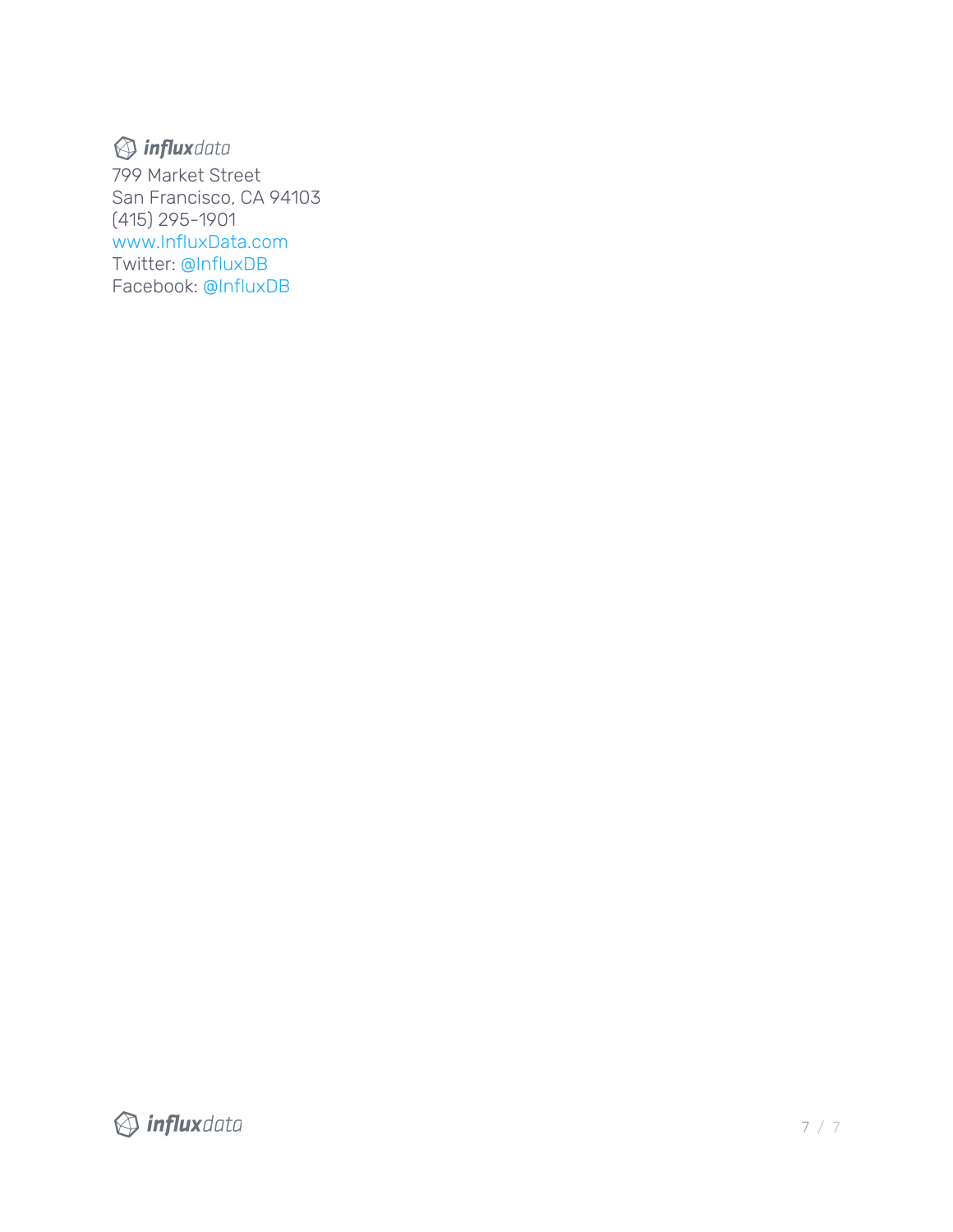influxdata

799 Market Street
San Francisco, CA 94103
(415) 295-1901
www.InfluxData.com
Twitter: @InfluxDB
Facebook: @InfluxDB